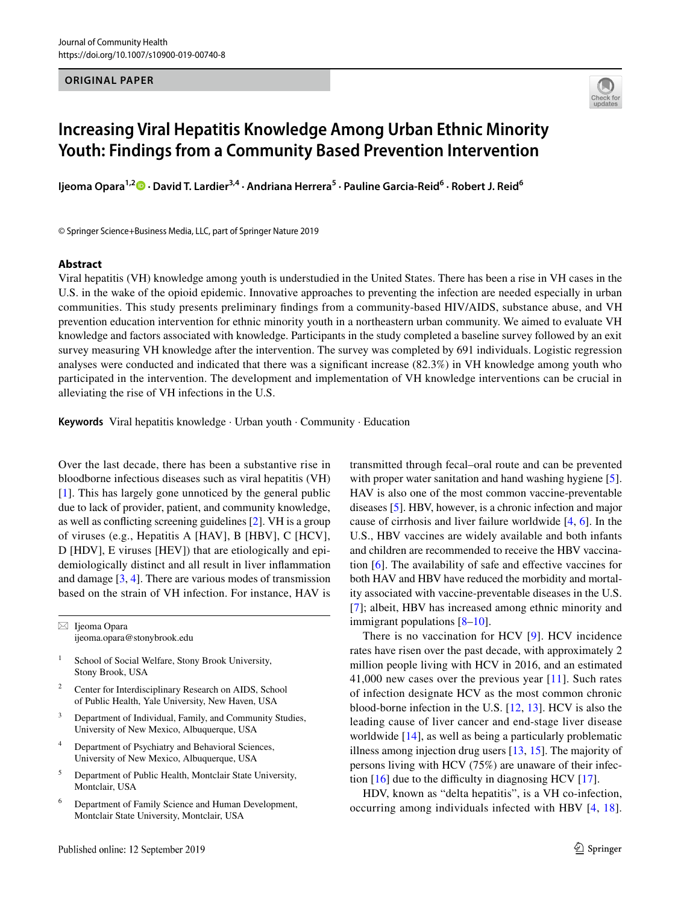ORIGINAL PAPER

# Increasing Viral Hepatitis Knowledge Among Urban Ethnic Minority Youth: Findings from a Community Based Prevention Intervention

**Ijeoma Opara**[1,2] · **David T. Lardier**[3,4] · **Andriana Herrera**[5] · **Pauline Garcia-Reid**[6] · **Robert J. Reid**[6]

© Springer Science+Business Media, LLC, part of Springer Nature 2019

## Abstract

Viral hepatitis (VH) knowledge among youth is understudied in the United States. There has been a rise in VH cases in the U.S. in the wake of the opioid epidemic. Innovative approaches to preventing the infection are needed especially in urban communities. This study presents preliminary findings from a community-based HIV/AIDS, substance abuse, and VH prevention education intervention for ethnic minority youth in a northeastern urban community. We aimed to evaluate VH knowledge and factors associated with knowledge. Participants in the study completed a baseline survey followed by an exit survey measuring VH knowledge after the intervention. The survey was completed by 691 individuals. Logistic regression analyses were conducted and indicated that there was a significant increase (82.3%) in VH knowledge among youth who participated in the intervention. The development and implementation of VH knowledge interventions can be crucial in alleviating the rise of VH infections in the U.S.

**Keywords** Viral hepatitis knowledge · Urban youth · Community · Education

Over the last decade, there has been a substantive rise in bloodborne infectious diseases such as viral hepatitis (VH) [1]. This has largely gone unnoticed by the general public due to lack of provider, patient, and community knowledge, as well as conflicting screening guidelines [2]. VH is a group of viruses (e.g., Hepatitis A [HAV], B [HBV], C [HCV], D [HDV], E viruses [HEV]) that are etiologically and epidemiologically distinct and all result in liver inflammation and damage [3, 4]. There are various modes of transmission based on the strain of VH infection. For instance, HAV is transmitted through fecal–oral route and can be prevented with proper water sanitation and hand washing hygiene [5]. HAV is also one of the most common vaccine-preventable diseases [5]. HBV, however, is a chronic infection and major cause of cirrhosis and liver failure worldwide [4, 6]. In the U.S., HBV vaccines are widely available and both infants and children are recommended to receive the HBV vaccination [6]. The availability of safe and effective vaccines for both HAV and HBV have reduced the morbidity and mortality associated with vaccine-preventable diseases in the U.S. [7]; albeit, HBV has increased among ethnic minority and immigrant populations [8–10].

There is no vaccination for HCV [9]. HCV incidence rates have risen over the past decade, with approximately 2 million people living with HCV in 2016, and an estimated 41,000 new cases over the previous year [11]. Such rates of infection designate HCV as the most common chronic blood-borne infection in the U.S. [12, 13]. HCV is also the leading cause of liver cancer and end-stage liver disease worldwide [14], as well as being a particularly problematic illness among injection drug users [13, 15]. The majority of persons living with HCV (75%) are unaware of their infection [16] due to the difficulty in diagnosing HCV [17].

HDV, known as "delta hepatitis", is a VH co-infection, occurring among individuals infected with HBV [4, 18].

---

✉ Ijeoma Opara
ijeoma.opara@stonybrook.edu

1. School of Social Welfare, Stony Brook University, Stony Brook, USA
2. Center for Interdisciplinary Research on AIDS, School of Public Health, Yale University, New Haven, USA
3. Department of Individual, Family, and Community Studies, University of New Mexico, Albuquerque, USA
4. Department of Psychiatry and Behavioral Sciences, University of New Mexico, Albuquerque, USA
5. Department of Public Health, Montclair State University, Montclair, USA
6. Department of Family Science and Human Development, Montclair State University, Montclair, USA

Published online: 12 September 2019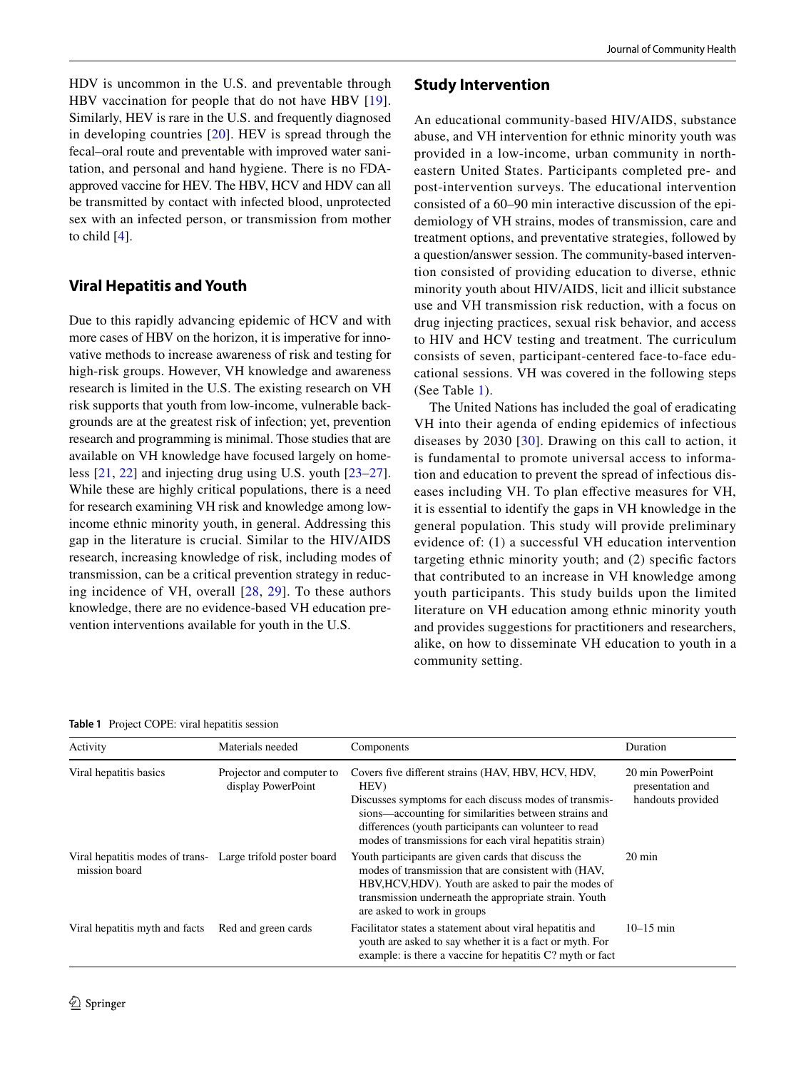HDV is uncommon in the U.S. and preventable through HBV vaccination for people that do not have HBV [19]. Similarly, HEV is rare in the U.S. and frequently diagnosed in developing countries [20]. HEV is spread through the fecal–oral route and preventable with improved water sanitation, and personal and hand hygiene. There is no FDA-approved vaccine for HEV. The HBV, HCV and HDV can all be transmitted by contact with infected blood, unprotected sex with an infected person, or transmission from mother to child [4].

## Viral Hepatitis and Youth

Due to this rapidly advancing epidemic of HCV and with more cases of HBV on the horizon, it is imperative for innovative methods to increase awareness of risk and testing for high-risk groups. However, VH knowledge and awareness research is limited in the U.S. The existing research on VH risk supports that youth from low-income, vulnerable backgrounds are at the greatest risk of infection; yet, prevention research and programming is minimal. Those studies that are available on VH knowledge have focused largely on homeless [21, 22] and injecting drug using U.S. youth [23–27]. While these are highly critical populations, there is a need for research examining VH risk and knowledge among low-income ethnic minority youth, in general. Addressing this gap in the literature is crucial. Similar to the HIV/AIDS research, increasing knowledge of risk, including modes of transmission, can be a critical prevention strategy in reducing incidence of VH, overall [28, 29]. To these authors knowledge, there are no evidence-based VH education prevention interventions available for youth in the U.S.

## Study Intervention

An educational community-based HIV/AIDS, substance abuse, and VH intervention for ethnic minority youth was provided in a low-income, urban community in north-eastern United States. Participants completed pre- and post-intervention surveys. The educational intervention consisted of a 60–90 min interactive discussion of the epidemiology of VH strains, modes of transmission, care and treatment options, and preventative strategies, followed by a question/answer session. The community-based intervention consisted of providing education to diverse, ethnic minority youth about HIV/AIDS, licit and illicit substance use and VH transmission risk reduction, with a focus on drug injecting practices, sexual risk behavior, and access to HIV and HCV testing and treatment. The curriculum consists of seven, participant-centered face-to-face educational sessions. VH was covered in the following steps (See Table 1).

The United Nations has included the goal of eradicating VH into their agenda of ending epidemics of infectious diseases by 2030 [30]. Drawing on this call to action, it is fundamental to promote universal access to information and education to prevent the spread of infectious diseases including VH. To plan effective measures for VH, it is essential to identify the gaps in VH knowledge in the general population. This study will provide preliminary evidence of: (1) a successful VH education intervention targeting ethnic minority youth; and (2) specific factors that contributed to an increase in VH knowledge among youth participants. This study builds upon the limited literature on VH education among ethnic minority youth and provides suggestions for practitioners and researchers, alike, on how to disseminate VH education to youth in a community setting.

**Table 1** Project COPE: viral hepatitis session

| Activity | Materials needed | Components | Duration |
|---|---|---|---|
| Viral hepatitis basics | Projector and computer to display PowerPoint | Covers five different strains (HAV, HBV, HCV, HDV, HEV) Discusses symptoms for each discuss modes of transmissions—accounting for similarities between strains and differences (youth participants can volunteer to read modes of transmissions for each viral hepatitis strain) | 20 min PowerPoint presentation and handouts provided |
| Viral hepatitis modes of transmission board | Large trifold poster board | Youth participants are given cards that discuss the modes of transmission that are consistent with (HAV, HBV,HCV,HDV). Youth are asked to pair the modes of transmission underneath the appropriate strain. Youth are asked to work in groups | 20 min |
| Viral hepatitis myth and facts | Red and green cards | Facilitator states a statement about viral hepatitis and youth are asked to say whether it is a fact or myth. For example: is there a vaccine for hepatitis C? myth or fact | 10–15 min |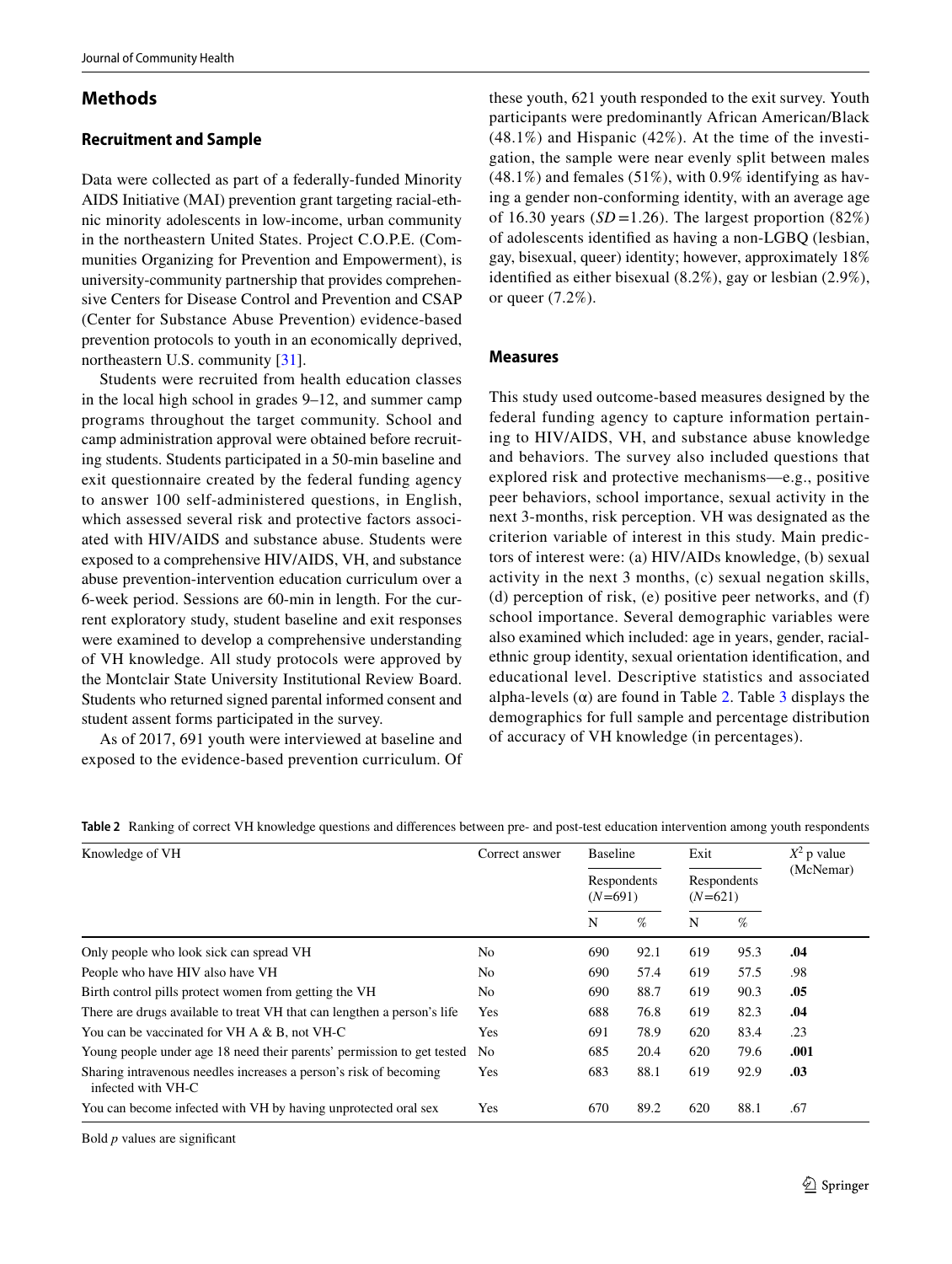## Methods

### Recruitment and Sample

Data were collected as part of a federally-funded Minority AIDS Initiative (MAI) prevention grant targeting racial-ethnic minority adolescents in low-income, urban community in the northeastern United States. Project C.O.P.E. (Communities Organizing for Prevention and Empowerment), is university-community partnership that provides comprehensive Centers for Disease Control and Prevention and CSAP (Center for Substance Abuse Prevention) evidence-based prevention protocols to youth in an economically deprived, northeastern U.S. community [31].

Students were recruited from health education classes in the local high school in grades 9–12, and summer camp programs throughout the target community. School and camp administration approval were obtained before recruiting students. Students participated in a 50-min baseline and exit questionnaire created by the federal funding agency to answer 100 self-administered questions, in English, which assessed several risk and protective factors associated with HIV/AIDS and substance abuse. Students were exposed to a comprehensive HIV/AIDS, VH, and substance abuse prevention-intervention education curriculum over a 6-week period. Sessions are 60-min in length. For the current exploratory study, student baseline and exit responses were examined to develop a comprehensive understanding of VH knowledge. All study protocols were approved by the Montclair State University Institutional Review Board. Students who returned signed parental informed consent and student assent forms participated in the survey.

As of 2017, 691 youth were interviewed at baseline and exposed to the evidence-based prevention curriculum. Of these youth, 621 youth responded to the exit survey. Youth participants were predominantly African American/Black (48.1%) and Hispanic (42%). At the time of the investigation, the sample were near evenly split between males (48.1%) and females (51%), with 0.9% identifying as having a gender non-conforming identity, with an average age of 16.30 years ($SD = 1.26$). The largest proportion (82%) of adolescents identified as having a non-LGBQ (lesbian, gay, bisexual, queer) identity; however, approximately 18% identified as either bisexual (8.2%), gay or lesbian (2.9%), or queer (7.2%).

### Measures

This study used outcome-based measures designed by the federal funding agency to capture information pertaining to HIV/AIDS, VH, and substance abuse knowledge and behaviors. The survey also included questions that explored risk and protective mechanisms—e.g., positive peer behaviors, school importance, sexual activity in the next 3-months, risk perception. VH was designated as the criterion variable of interest in this study. Main predictors of interest were: (a) HIV/AIDs knowledge, (b) sexual activity in the next 3 months, (c) sexual negation skills, (d) perception of risk, (e) positive peer networks, and (f) school importance. Several demographic variables were also examined which included: age in years, gender, racial-ethnic group identity, sexual orientation identification, and educational level. Descriptive statistics and associated alpha-levels (α) are found in Table 2. Table 3 displays the demographics for full sample and percentage distribution of accuracy of VH knowledge (in percentages).

**Table 2** Ranking of correct VH knowledge questions and differences between pre- and post-test education intervention among youth respondents

| Knowledge of VH | Correct answer | Baseline | | Exit | | $X^2$ p value (McNemar) |
|---|---|---|---|---|---|---|
| | | Respondents ($N=691$) | | Respondents ($N=621$) | | |
| | | N | % | N | % | |
| Only people who look sick can spread VH | No | 690 | 92.1 | 619 | 95.3 | **.04** |
| People who have HIV also have VH | No | 690 | 57.4 | 619 | 57.5 | .98 |
| Birth control pills protect women from getting the VH | No | 690 | 88.7 | 619 | 90.3 | **.05** |
| There are drugs available to treat VH that can lengthen a person's life | Yes | 688 | 76.8 | 619 | 82.3 | **.04** |
| You can be vaccinated for VH A & B, not VH-C | Yes | 691 | 78.9 | 620 | 83.4 | .23 |
| Young people under age 18 need their parents' permission to get tested | No | 685 | 20.4 | 620 | 79.6 | **.001** |
| Sharing intravenous needles increases a person's risk of becoming infected with VH-C | Yes | 683 | 88.1 | 619 | 92.9 | **.03** |
| You can become infected with VH by having unprotected oral sex | Yes | 670 | 89.2 | 620 | 88.1 | .67 |

Bold *p* values are significant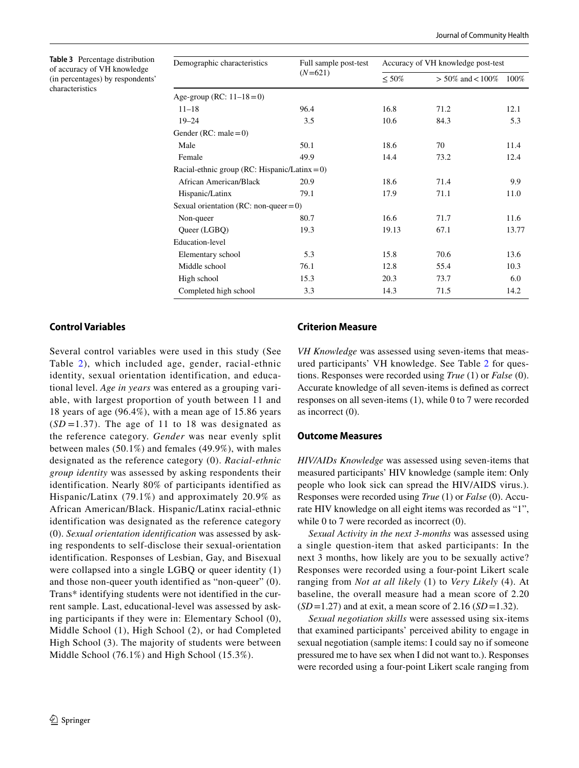**Table 3** Percentage distribution of accuracy of VH knowledge (in percentages) by respondents' characteristics

| Demographic characteristics | Full sample post-test ($N$=621) | Accuracy of VH knowledge post-test | | |
|---|---|---|---|---|
| | | ≤ 50% | > 50% and < 100% | 100% |
| Age-group (RC: 11–18 = 0) | | | | |
| 11–18 | 96.4 | 16.8 | 71.2 | 12.1 |
| 19–24 | 3.5 | 10.6 | 84.3 | 5.3 |
| Gender (RC: male = 0) | | | | |
| Male | 50.1 | 18.6 | 70 | 11.4 |
| Female | 49.9 | 14.4 | 73.2 | 12.4 |
| Racial-ethnic group (RC: Hispanic/Latinx = 0) | | | | |
| African American/Black | 20.9 | 18.6 | 71.4 | 9.9 |
| Hispanic/Latinx | 79.1 | 17.9 | 71.1 | 11.0 |
| Sexual orientation (RC: non-queer = 0) | | | | |
| Non-queer | 80.7 | 16.6 | 71.7 | 11.6 |
| Queer (LGBQ) | 19.3 | 19.13 | 67.1 | 13.77 |
| Education-level | | | | |
| Elementary school | 5.3 | 15.8 | 70.6 | 13.6 |
| Middle school | 76.1 | 12.8 | 55.4 | 10.3 |
| High school | 15.3 | 20.3 | 73.7 | 6.0 |
| Completed high school | 3.3 | 14.3 | 71.5 | 14.2 |

### Control Variables

Several control variables were used in this study (See Table 2), which included age, gender, racial-ethnic identity, sexual orientation identification, and educational level. *Age in years* was entered as a grouping variable, with largest proportion of youth between 11 and 18 years of age (96.4%), with a mean age of 15.86 years ($SD$ = 1.37). The age of 11 to 18 was designated as the reference category. *Gender* was near evenly split between males (50.1%) and females (49.9%), with males designated as the reference category (0). *Racial-ethnic group identity* was assessed by asking respondents their identification. Nearly 80% of participants identified as Hispanic/Latinx (79.1%) and approximately 20.9% as African American/Black. Hispanic/Latinx racial-ethnic identification was designated as the reference category (0). *Sexual orientation identification* was assessed by asking respondents to self-disclose their sexual-orientation identification. Responses of Lesbian, Gay, and Bisexual were collapsed into a single LGBQ or queer identity (1) and those non-queer youth identified as "non-queer" (0). Trans* identifying students were not identified in the current sample. Last, educational-level was assessed by asking participants if they were in: Elementary School (0), Middle School (1), High School (2), or had Completed High School (3). The majority of students were between Middle School (76.1%) and High School (15.3%).

### Criterion Measure

*VH Knowledge* was assessed using seven-items that measured participants' VH knowledge. See Table 2 for questions. Responses were recorded using *True* (1) or *False* (0). Accurate knowledge of all seven-items is defined as correct responses on all seven-items (1), while 0 to 7 were recorded as incorrect (0).

### Outcome Measures

*HIV/AIDs Knowledge* was assessed using seven-items that measured participants' HIV knowledge (sample item: Only people who look sick can spread the HIV/AIDS virus.). Responses were recorded using *True* (1) or *False* (0). Accurate HIV knowledge on all eight items was recorded as "1", while 0 to 7 were recorded as incorrect (0).

*Sexual Activity in the next 3-months* was assessed using a single question-item that asked participants: In the next 3 months, how likely are you to be sexually active? Responses were recorded using a four-point Likert scale ranging from *Not at all likely* (1) to *Very Likely* (4). At baseline, the overall measure had a mean score of 2.20 ($SD$ = 1.27) and at exit, a mean score of 2.16 ($SD$ = 1.32).

*Sexual negotiation skills* were assessed using six-items that examined participants' perceived ability to engage in sexual negotiation (sample items: I could say no if someone pressured me to have sex when I did not want to.). Responses were recorded using a four-point Likert scale ranging from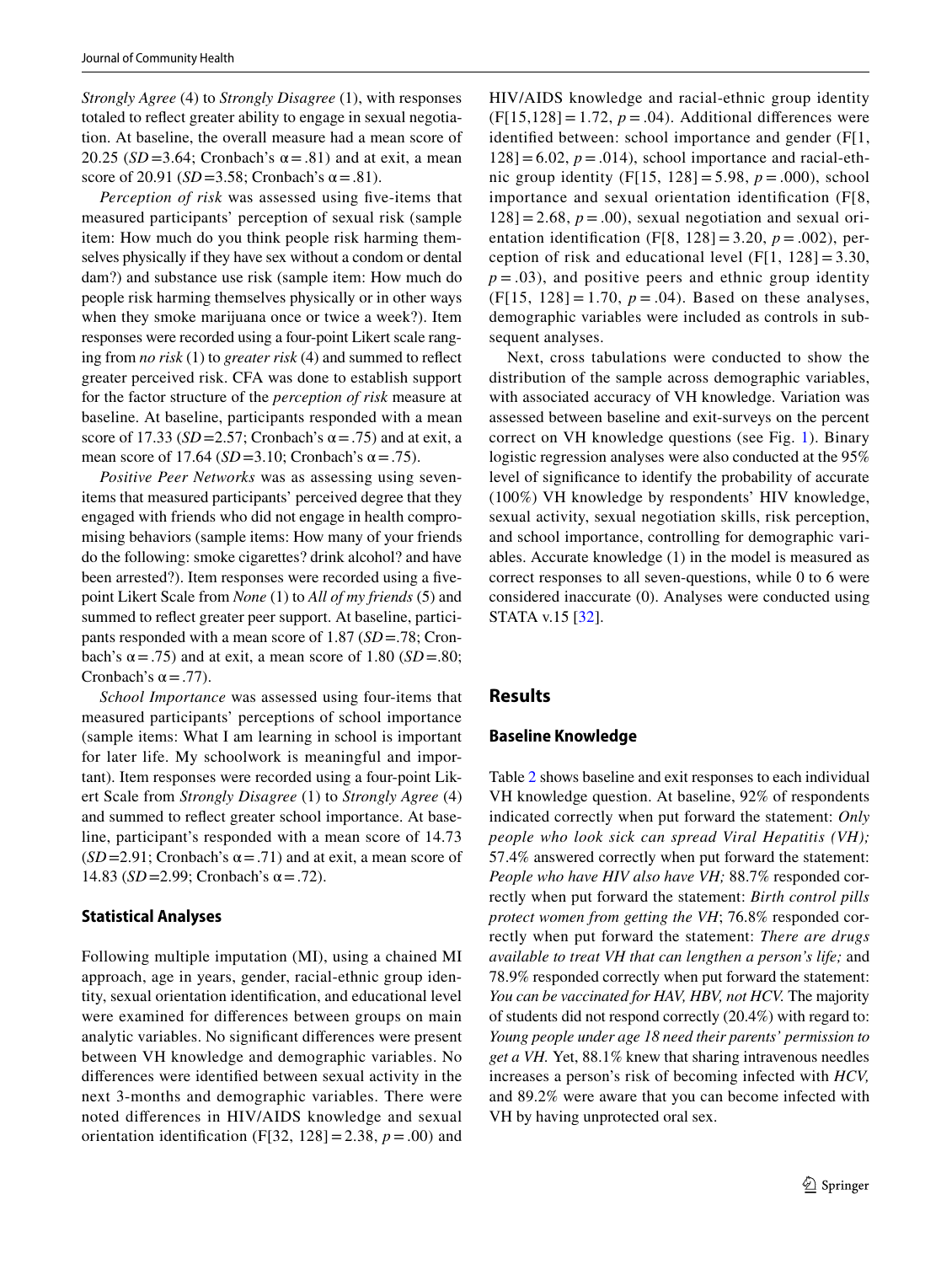*Strongly Agree* (4) to *Strongly Disagree* (1), with responses totaled to reflect greater ability to engage in sexual negotiation. At baseline, the overall measure had a mean score of 20.25 (*SD* = 3.64; Cronbach's $\alpha = .81$) and at exit, a mean score of 20.91 (*SD* = 3.58; Cronbach's $\alpha = .81$).

*Perception of risk* was assessed using five-items that measured participants' perception of sexual risk (sample item: How much do you think people risk harming themselves physically if they have sex without a condom or dental dam?) and substance use risk (sample item: How much do people risk harming themselves physically or in other ways when they smoke marijuana once or twice a week?). Item responses were recorded using a four-point Likert scale ranging from *no risk* (1) to *greater risk* (4) and summed to reflect greater perceived risk. CFA was done to establish support for the factor structure of the *perception of risk* measure at baseline. At baseline, participants responded with a mean score of 17.33 (*SD* = 2.57; Cronbach's $\alpha = .75$) and at exit, a mean score of 17.64 (*SD* = 3.10; Cronbach's $\alpha = .75$).

*Positive Peer Networks* was as assessing using seven-items that measured participants' perceived degree that they engaged with friends who did not engage in health compromising behaviors (sample items: How many of your friends do the following: smoke cigarettes? drink alcohol? and have been arrested?). Item responses were recorded using a five-point Likert Scale from *None* (1) to *All of my friends* (5) and summed to reflect greater peer support. At baseline, participants responded with a mean score of 1.87 (*SD* = .78; Cronbach's $\alpha = .75$) and at exit, a mean score of 1.80 (*SD* = .80; Cronbach's $\alpha = .77$).

*School Importance* was assessed using four-items that measured participants' perceptions of school importance (sample items: What I am learning in school is important for later life. My schoolwork is meaningful and important). Item responses were recorded using a four-point Likert Scale from *Strongly Disagree* (1) to *Strongly Agree* (4) and summed to reflect greater school importance. At baseline, participant's responded with a mean score of 14.73 (*SD* = 2.91; Cronbach's $\alpha = .71$) and at exit, a mean score of 14.83 (*SD* = 2.99; Cronbach's $\alpha = .72$).

### Statistical Analyses

Following multiple imputation (MI), using a chained MI approach, age in years, gender, racial-ethnic group identity, sexual orientation identification, and educational level were examined for differences between groups on main analytic variables. No significant differences were present between VH knowledge and demographic variables. No differences were identified between sexual activity in the next 3-months and demographic variables. There were noted differences in HIV/AIDS knowledge and sexual orientation identification ($F[32, 128] = 2.38$, $p = .00$) and HIV/AIDS knowledge and racial-ethnic group identity ($F[15,128] = 1.72$, $p = .04$). Additional differences were identified between: school importance and gender ($F[1, 128] = 6.02$, $p = .014$), school importance and racial-ethnic group identity ($F[15, 128] = 5.98$, $p = .000$), school importance and sexual orientation identification ($F[8, 128] = 2.68$, $p = .00$), sexual negotiation and sexual orientation identification ($F[8, 128] = 3.20$, $p = .002$), perception of risk and educational level ($F[1, 128] = 3.30$, $p = .03$), and positive peers and ethnic group identity ($F[15, 128] = 1.70$, $p = .04$). Based on these analyses, demographic variables were included as controls in subsequent analyses.

Next, cross tabulations were conducted to show the distribution of the sample across demographic variables, with associated accuracy of VH knowledge. Variation was assessed between baseline and exit-surveys on the percent correct on VH knowledge questions (see Fig. 1). Binary logistic regression analyses were also conducted at the 95% level of significance to identify the probability of accurate (100%) VH knowledge by respondents' HIV knowledge, sexual activity, sexual negotiation skills, risk perception, and school importance, controlling for demographic variables. Accurate knowledge (1) in the model is measured as correct responses to all seven-questions, while 0 to 6 were considered inaccurate (0). Analyses were conducted using STATA v.15 [32].

## Results

### Baseline Knowledge

Table 2 shows baseline and exit responses to each individual VH knowledge question. At baseline, 92% of respondents indicated correctly when put forward the statement: *Only people who look sick can spread Viral Hepatitis (VH);* 57.4% answered correctly when put forward the statement: *People who have HIV also have VH;* 88.7% responded correctly when put forward the statement: *Birth control pills protect women from getting the VH*; 76.8% responded correctly when put forward the statement: *There are drugs available to treat VH that can lengthen a person's life;* and 78.9% responded correctly when put forward the statement: *You can be vaccinated for HAV, HBV, not HCV.* The majority of students did not respond correctly (20.4%) with regard to: *Young people under age 18 need their parents' permission to get a VH.* Yet, 88.1% knew that sharing intravenous needles increases a person's risk of becoming infected with *HCV,* and 89.2% were aware that you can become infected with VH by having unprotected oral sex.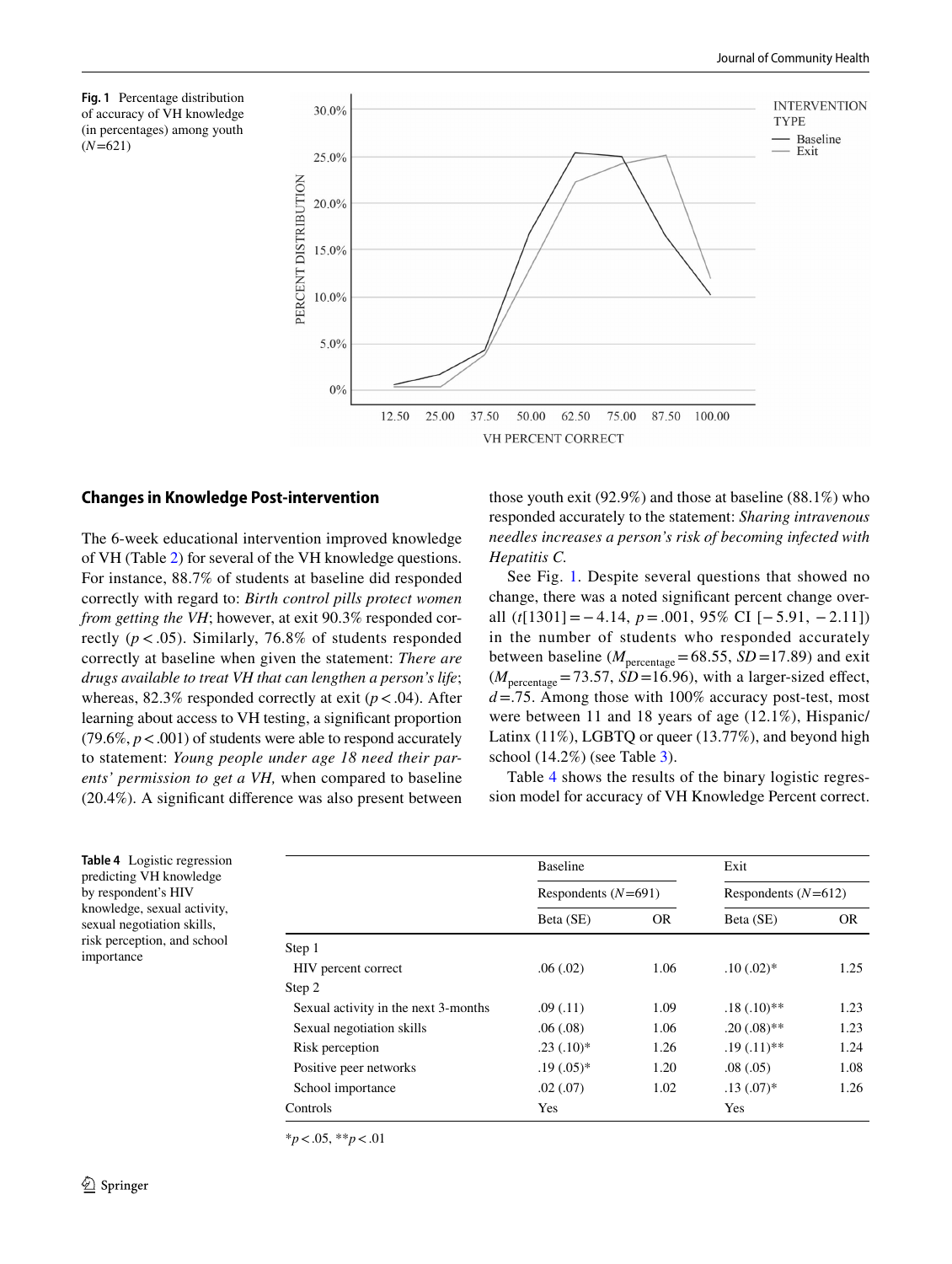**Fig. 1** Percentage distribution of accuracy of VH knowledge (in percentages) among youth ($N$=621)

### Changes in Knowledge Post-intervention

The 6-week educational intervention improved knowledge of VH (Table 2) for several of the VH knowledge questions. For instance, 88.7% of students at baseline did responded correctly with regard to: *Birth control pills protect women from getting the VH*; however, at exit 90.3% responded correctly ($p < .05$). Similarly, 76.8% of students responded correctly at baseline when given the statement: *There are drugs available to treat VH that can lengthen a person's life*; whereas, 82.3% responded correctly at exit ($p < .04$). After learning about access to VH testing, a significant proportion (79.6%, $p < .001$) of students were able to respond accurately to statement: *Young people under age 18 need their parents' permission to get a VH,* when compared to baseline (20.4%). A significant difference was also present between those youth exit (92.9%) and those at baseline (88.1%) who responded accurately to the statement: *Sharing intravenous needles increases a person's risk of becoming infected with Hepatitis C.*

See Fig. 1. Despite several questions that showed no change, there was a noted significant percent change overall ($t[1301] = -4.14$, $p = .001$, 95% CI [−5.91, −2.11]) in the number of students who responded accurately between baseline ($M_{\text{percentage}} = 68.55$, $SD = 17.89$) and exit ($M_{\text{percentage}} = 73.57$, $SD = 16.96$), with a larger-sized effect, $d = .75$. Among those with 100% accuracy post-test, most were between 11 and 18 years of age (12.1%), Hispanic/Latinx (11%), LGBTQ or queer (13.77%), and beyond high school (14.2%) (see Table 3).

Table 4 shows the results of the binary logistic regression model for accuracy of VH Knowledge Percent correct.

**Table 4** Logistic regression predicting VH knowledge by respondent's HIV knowledge, sexual activity, sexual negotiation skills, risk perception, and school importance

| | Baseline | | Exit | |
|---|---|---|---|---|
| | Respondents ($N$=691) | | Respondents ($N$=612) | |
| | Beta (SE) | OR | Beta (SE) | OR |
| Step 1 | | | | |
| HIV percent correct | .06 (.02) | 1.06 | .10 (.02)* | 1.25 |
| Step 2 | | | | |
| Sexual activity in the next 3-months | .09 (.11) | 1.09 | .18 (.10)** | 1.23 |
| Sexual negotiation skills | .06 (.08) | 1.06 | .20 (.08)** | 1.23 |
| Risk perception | .23 (.10)* | 1.26 | .19 (.11)** | 1.24 |
| Positive peer networks | .19 (.05)* | 1.20 | .08 (.05) | 1.08 |
| School importance | .02 (.07) | 1.02 | .13 (.07)* | 1.26 |
| Controls | Yes | | Yes | |

*$p < .05$, **$p < .01$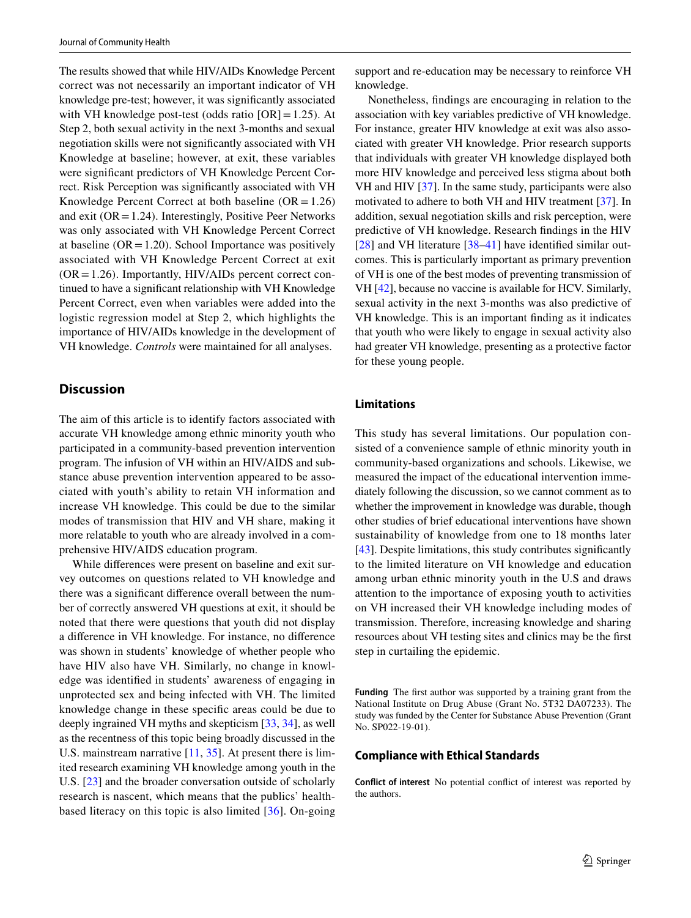The results showed that while HIV/AIDs Knowledge Percent correct was not necessarily an important indicator of VH knowledge pre-test; however, it was significantly associated with VH knowledge post-test (odds ratio [OR] = 1.25). At Step 2, both sexual activity in the next 3-months and sexual negotiation skills were not significantly associated with VH Knowledge at baseline; however, at exit, these variables were significant predictors of VH Knowledge Percent Correct. Risk Perception was significantly associated with VH Knowledge Percent Correct at both baseline (OR = 1.26) and exit (OR = 1.24). Interestingly, Positive Peer Networks was only associated with VH Knowledge Percent Correct at baseline (OR = 1.20). School Importance was positively associated with VH Knowledge Percent Correct at exit (OR = 1.26). Importantly, HIV/AIDs percent correct continued to have a significant relationship with VH Knowledge Percent Correct, even when variables were added into the logistic regression model at Step 2, which highlights the importance of HIV/AIDs knowledge in the development of VH knowledge. *Controls* were maintained for all analyses.

## Discussion

The aim of this article is to identify factors associated with accurate VH knowledge among ethnic minority youth who participated in a community-based prevention intervention program. The infusion of VH within an HIV/AIDS and substance abuse prevention intervention appeared to be associated with youth's ability to retain VH information and increase VH knowledge. This could be due to the similar modes of transmission that HIV and VH share, making it more relatable to youth who are already involved in a comprehensive HIV/AIDS education program.

While differences were present on baseline and exit survey outcomes on questions related to VH knowledge and there was a significant difference overall between the number of correctly answered VH questions at exit, it should be noted that there were questions that youth did not display a difference in VH knowledge. For instance, no difference was shown in students' knowledge of whether people who have HIV also have VH. Similarly, no change in knowledge was identified in students' awareness of engaging in unprotected sex and being infected with VH. The limited knowledge change in these specific areas could be due to deeply ingrained VH myths and skepticism [33, 34], as well as the recentness of this topic being broadly discussed in the U.S. mainstream narrative [11, 35]. At present there is limited research examining VH knowledge among youth in the U.S. [23] and the broader conversation outside of scholarly research is nascent, which means that the publics' health-based literacy on this topic is also limited [36]. On-going support and re-education may be necessary to reinforce VH knowledge.

Nonetheless, findings are encouraging in relation to the association with key variables predictive of VH knowledge. For instance, greater HIV knowledge at exit was also associated with greater VH knowledge. Prior research supports that individuals with greater VH knowledge displayed both more HIV knowledge and perceived less stigma about both VH and HIV [37]. In the same study, participants were also motivated to adhere to both VH and HIV treatment [37]. In addition, sexual negotiation skills and risk perception, were predictive of VH knowledge. Research findings in the HIV [28] and VH literature [38–41] have identified similar outcomes. This is particularly important as primary prevention of VH is one of the best modes of preventing transmission of VH [42], because no vaccine is available for HCV. Similarly, sexual activity in the next 3-months was also predictive of VH knowledge. This is an important finding as it indicates that youth who were likely to engage in sexual activity also had greater VH knowledge, presenting as a protective factor for these young people.

### Limitations

This study has several limitations. Our population consisted of a convenience sample of ethnic minority youth in community-based organizations and schools. Likewise, we measured the impact of the educational intervention immediately following the discussion, so we cannot comment as to whether the improvement in knowledge was durable, though other studies of brief educational interventions have shown sustainability of knowledge from one to 18 months later [43]. Despite limitations, this study contributes significantly to the limited literature on VH knowledge and education among urban ethnic minority youth in the U.S and draws attention to the importance of exposing youth to activities on VH increased their VH knowledge including modes of transmission. Therefore, increasing knowledge and sharing resources about VH testing sites and clinics may be the first step in curtailing the epidemic.

**Funding** The first author was supported by a training grant from the National Institute on Drug Abuse (Grant No. 5T32 DA07233). The study was funded by the Center for Substance Abuse Prevention (Grant No. SP022-19-01).

### Compliance with Ethical Standards

**Conflict of interest** No potential conflict of interest was reported by the authors.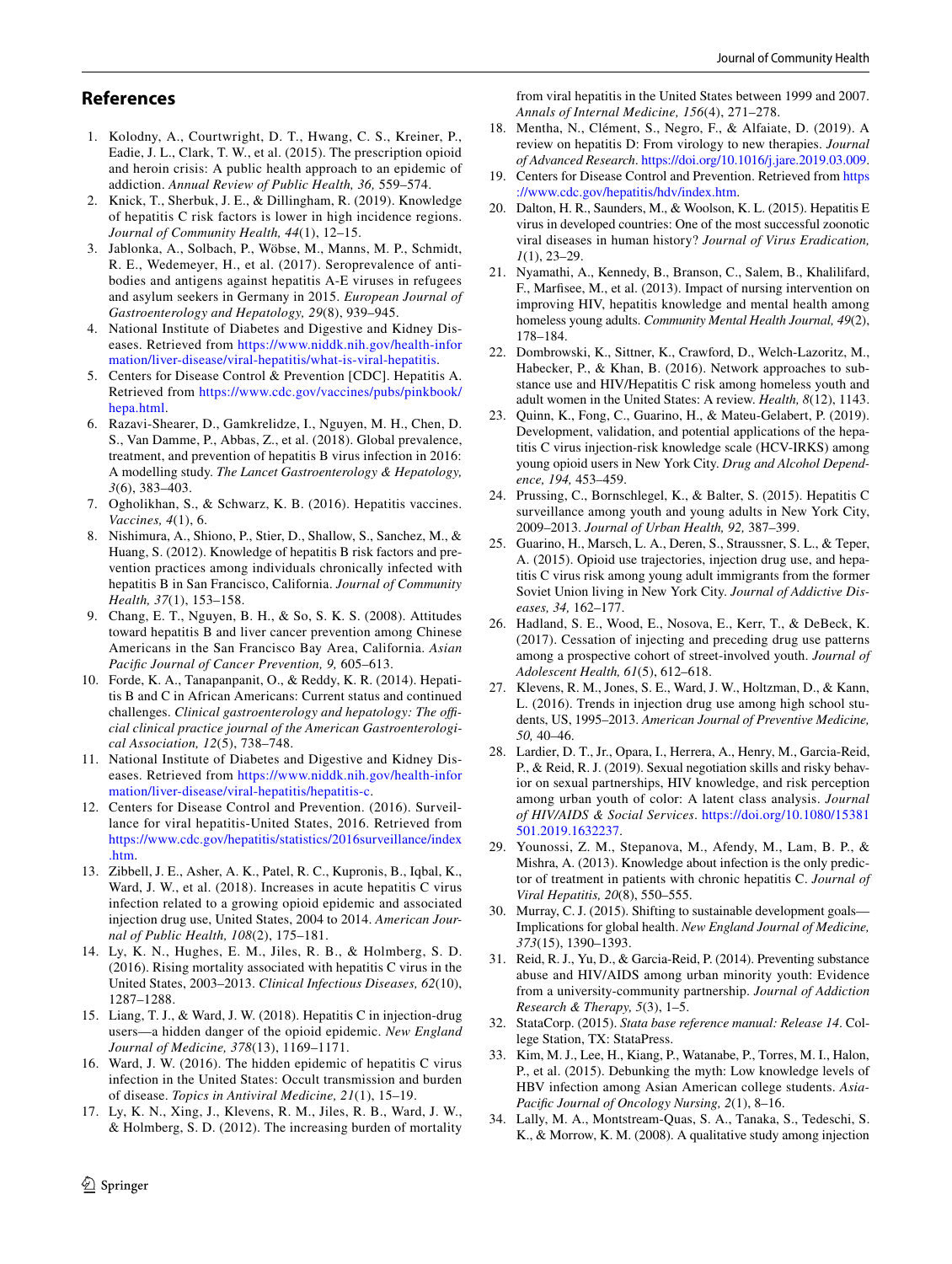## References

1. Kolodny, A., Courtwright, D. T., Hwang, C. S., Kreiner, P., Eadie, J. L., Clark, T. W., et al. (2015). The prescription opioid and heroin crisis: A public health approach to an epidemic of addiction. *Annual Review of Public Health, 36,* 559–574.
2. Knick, T., Sherbuk, J. E., & Dillingham, R. (2019). Knowledge of hepatitis C risk factors is lower in high incidence regions. *Journal of Community Health, 44*(1), 12–15.
3. Jablonka, A., Solbach, P., Wöbse, M., Manns, M. P., Schmidt, R. E., Wedemeyer, H., et al. (2017). Seroprevalence of antibodies and antigens against hepatitis A-E viruses in refugees and asylum seekers in Germany in 2015. *European Journal of Gastroenterology and Hepatology, 29*(8), 939–945.
4. National Institute of Diabetes and Digestive and Kidney Diseases. Retrieved from https://www.niddk.nih.gov/health-information/liver-disease/viral-hepatitis/what-is-viral-hepatitis.
5. Centers for Disease Control & Prevention [CDC]. Hepatitis A. Retrieved from https://www.cdc.gov/vaccines/pubs/pinkbook/hepa.html.
6. Razavi-Shearer, D., Gamkrelidze, I., Nguyen, M. H., Chen, D. S., Van Damme, P., Abbas, Z., et al. (2018). Global prevalence, treatment, and prevention of hepatitis B virus infection in 2016: A modelling study. *The Lancet Gastroenterology & Hepatology, 3*(6), 383–403.
7. Ogholikhan, S., & Schwarz, K. B. (2016). Hepatitis vaccines. *Vaccines, 4*(1), 6.
8. Nishimura, A., Shiono, P., Stier, D., Shallow, S., Sanchez, M., & Huang, S. (2012). Knowledge of hepatitis B risk factors and prevention practices among individuals chronically infected with hepatitis B in San Francisco, California. *Journal of Community Health, 37*(1), 153–158.
9. Chang, E. T., Nguyen, B. H., & So, S. K. S. (2008). Attitudes toward hepatitis B and liver cancer prevention among Chinese Americans in the San Francisco Bay Area, California. *Asian Pacific Journal of Cancer Prevention, 9,* 605–613.
10. Forde, K. A., Tanapanpanit, O., & Reddy, K. R. (2014). Hepatitis B and C in African Americans: Current status and continued challenges. *Clinical gastroenterology and hepatology: The official clinical practice journal of the American Gastroenterological Association, 12*(5), 738–748.
11. National Institute of Diabetes and Digestive and Kidney Diseases. Retrieved from https://www.niddk.nih.gov/health-information/liver-disease/viral-hepatitis/hepatitis-c.
12. Centers for Disease Control and Prevention. (2016). Surveillance for viral hepatitis-United States, 2016. Retrieved from https://www.cdc.gov/hepatitis/statistics/2016surveillance/index.htm.
13. Zibbell, J. E., Asher, A. K., Patel, R. C., Kupronis, B., Iqbal, K., Ward, J. W., et al. (2018). Increases in acute hepatitis C virus infection related to a growing opioid epidemic and associated injection drug use, United States, 2004 to 2014. *American Journal of Public Health, 108*(2), 175–181.
14. Ly, K. N., Hughes, E. M., Jiles, R. B., & Holmberg, S. D. (2016). Rising mortality associated with hepatitis C virus in the United States, 2003–2013. *Clinical Infectious Diseases, 62*(10), 1287–1288.
15. Liang, T. J., & Ward, J. W. (2018). Hepatitis C in injection-drug users—a hidden danger of the opioid epidemic. *New England Journal of Medicine, 378*(13), 1169–1171.
16. Ward, J. W. (2016). The hidden epidemic of hepatitis C virus infection in the United States: Occult transmission and burden of disease. *Topics in Antiviral Medicine, 21*(1), 15–19.
17. Ly, K. N., Xing, J., Klevens, R. M., Jiles, R. B., Ward, J. W., & Holmberg, S. D. (2012). The increasing burden of mortality from viral hepatitis in the United States between 1999 and 2007. *Annals of Internal Medicine, 156*(4), 271–278.
18. Mentha, N., Clément, S., Negro, F., & Alfaiate, D. (2019). A review on hepatitis D: From virology to new therapies. *Journal of Advanced Research*. https://doi.org/10.1016/j.jare.2019.03.009.
19. Centers for Disease Control and Prevention. Retrieved from https://www.cdc.gov/hepatitis/hdv/index.htm.
20. Dalton, H. R., Saunders, M., & Woolson, K. L. (2015). Hepatitis E virus in developed countries: One of the most successful zoonotic viral diseases in human history? *Journal of Virus Eradication, 1*(1), 23–29.
21. Nyamathi, A., Kennedy, B., Branson, C., Salem, B., Khalilifard, F., Marfisee, M., et al. (2013). Impact of nursing intervention on improving HIV, hepatitis knowledge and mental health among homeless young adults. *Community Mental Health Journal, 49*(2), 178–184.
22. Dombrowski, K., Sittner, K., Crawford, D., Welch-Lazoritz, M., Habecker, P., & Khan, B. (2016). Network approaches to substance use and HIV/Hepatitis C risk among homeless youth and adult women in the United States: A review. *Health, 8*(12), 1143.
23. Quinn, K., Fong, C., Guarino, H., & Mateu-Gelabert, P. (2019). Development, validation, and potential applications of the hepatitis C virus injection-risk knowledge scale (HCV-IRKS) among young opioid users in New York City. *Drug and Alcohol Dependence, 194,* 453–459.
24. Prussing, C., Bornschlegel, K., & Balter, S. (2015). Hepatitis C surveillance among youth and young adults in New York City, 2009–2013. *Journal of Urban Health, 92,* 387–399.
25. Guarino, H., Marsch, L. A., Deren, S., Straussner, S. L., & Teper, A. (2015). Opioid use trajectories, injection drug use, and hepatitis C virus risk among young adult immigrants from the former Soviet Union living in New York City. *Journal of Addictive Diseases, 34,* 162–177.
26. Hadland, S. E., Wood, E., Nosova, E., Kerr, T., & DeBeck, K. (2017). Cessation of injecting and preceding drug use patterns among a prospective cohort of street-involved youth. *Journal of Adolescent Health, 61*(5), 612–618.
27. Klevens, R. M., Jones, S. E., Ward, J. W., Holtzman, D., & Kann, L. (2016). Trends in injection drug use among high school students, US, 1995–2013. *American Journal of Preventive Medicine, 50,* 40–46.
28. Lardier, D. T., Jr., Opara, I., Herrera, A., Henry, M., Garcia-Reid, P., & Reid, R. J. (2019). Sexual negotiation skills and risky behavior on sexual partnerships, HIV knowledge, and risk perception among urban youth of color: A latent class analysis. *Journal of HIV/AIDS & Social Services*. https://doi.org/10.1080/15381501.2019.1632237.
29. Younossi, Z. M., Stepanova, M., Afendy, M., Lam, B. P., & Mishra, A. (2013). Knowledge about infection is the only predictor of treatment in patients with chronic hepatitis C. *Journal of Viral Hepatitis, 20*(8), 550–555.
30. Murray, C. J. (2015). Shifting to sustainable development goals—Implications for global health. *New England Journal of Medicine, 373*(15), 1390–1393.
31. Reid, R. J., Yu, D., & Garcia-Reid, P. (2014). Preventing substance abuse and HIV/AIDS among urban minority youth: Evidence from a university-community partnership. *Journal of Addiction Research & Therapy, 5*(3), 1–5.
32. StataCorp. (2015). *Stata base reference manual: Release 14*. College Station, TX: StataPress.
33. Kim, M. J., Lee, H., Kiang, P., Watanabe, P., Torres, M. I., Halon, P., et al. (2015). Debunking the myth: Low knowledge levels of HBV infection among Asian American college students. *Asia-Pacific Journal of Oncology Nursing, 2*(1), 8–16.
34. Lally, M. A., Montstream-Quas, S. A., Tanaka, S., Tedeschi, S. K., & Morrow, K. M. (2008). A qualitative study among injection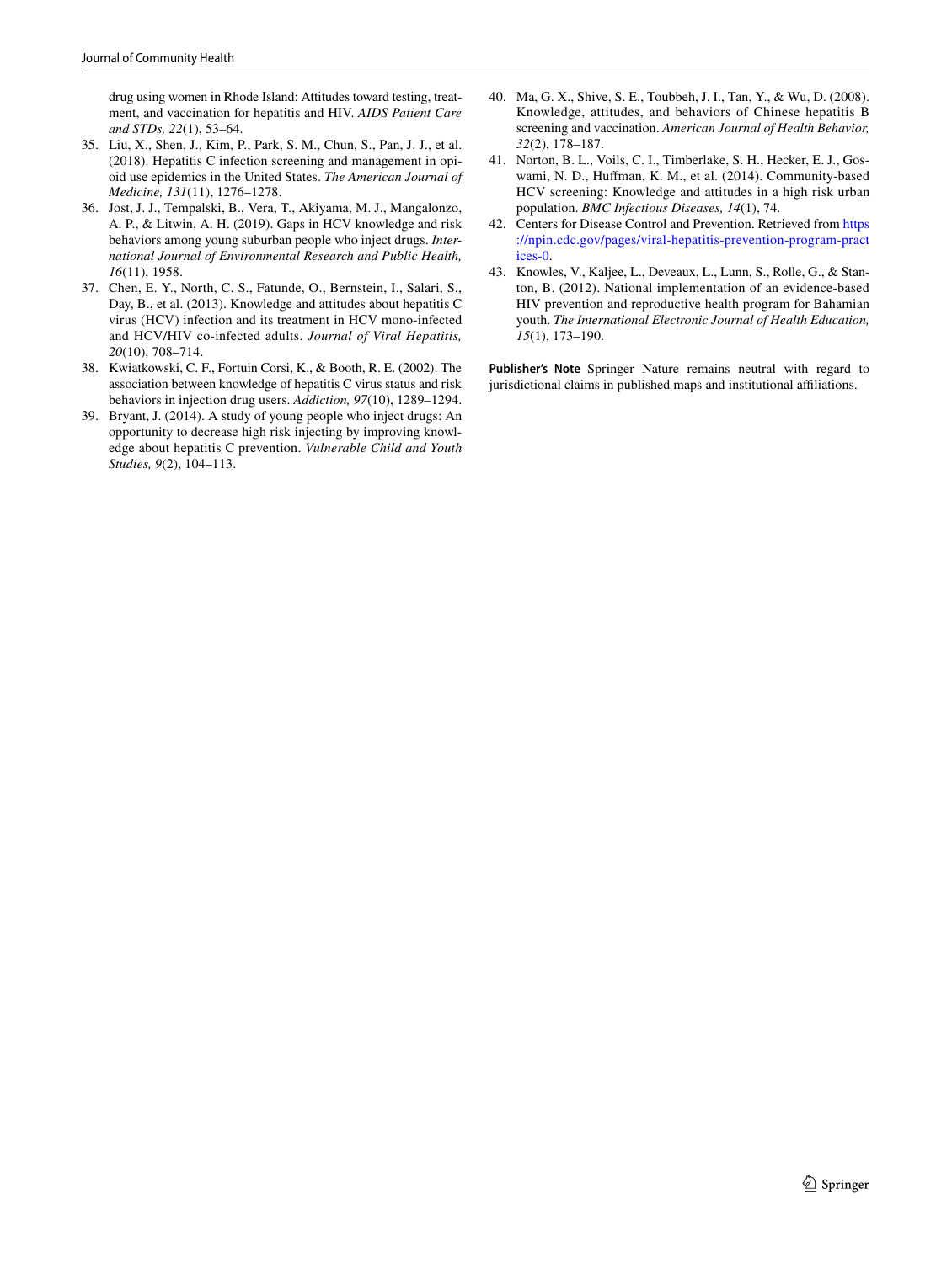drug using women in Rhode Island: Attitudes toward testing, treatment, and vaccination for hepatitis and HIV. *AIDS Patient Care and STDs, 22*(1), 53–64.

35. Liu, X., Shen, J., Kim, P., Park, S. M., Chun, S., Pan, J. J., et al. (2018). Hepatitis C infection screening and management in opioid use epidemics in the United States. *The American Journal of Medicine, 131*(11), 1276–1278.
36. Jost, J. J., Tempalski, B., Vera, T., Akiyama, M. J., Mangalonzo, A. P., & Litwin, A. H. (2019). Gaps in HCV knowledge and risk behaviors among young suburban people who inject drugs. *International Journal of Environmental Research and Public Health, 16*(11), 1958.
37. Chen, E. Y., North, C. S., Fatunde, O., Bernstein, I., Salari, S., Day, B., et al. (2013). Knowledge and attitudes about hepatitis C virus (HCV) infection and its treatment in HCV mono-infected and HCV/HIV co-infected adults. *Journal of Viral Hepatitis, 20*(10), 708–714.
38. Kwiatkowski, C. F., Fortuin Corsi, K., & Booth, R. E. (2002). The association between knowledge of hepatitis C virus status and risk behaviors in injection drug users. *Addiction, 97*(10), 1289–1294.
39. Bryant, J. (2014). A study of young people who inject drugs: An opportunity to decrease high risk injecting by improving knowledge about hepatitis C prevention. *Vulnerable Child and Youth Studies, 9*(2), 104–113.
40. Ma, G. X., Shive, S. E., Toubbeh, J. I., Tan, Y., & Wu, D. (2008). Knowledge, attitudes, and behaviors of Chinese hepatitis B screening and vaccination. *American Journal of Health Behavior, 32*(2), 178–187.
41. Norton, B. L., Voils, C. I., Timberlake, S. H., Hecker, E. J., Goswami, N. D., Huffman, K. M., et al. (2014). Community-based HCV screening: Knowledge and attitudes in a high risk urban population. *BMC Infectious Diseases, 14*(1), 74.
42. Centers for Disease Control and Prevention. Retrieved from https://npin.cdc.gov/pages/viral-hepatitis-prevention-program-practices-0.
43. Knowles, V., Kaljee, L., Deveaux, L., Lunn, S., Rolle, G., & Stanton, B. (2012). National implementation of an evidence-based HIV prevention and reproductive health program for Bahamian youth. *The International Electronic Journal of Health Education, 15*(1), 173–190.

**Publisher's Note** Springer Nature remains neutral with regard to jurisdictional claims in published maps and institutional affiliations.